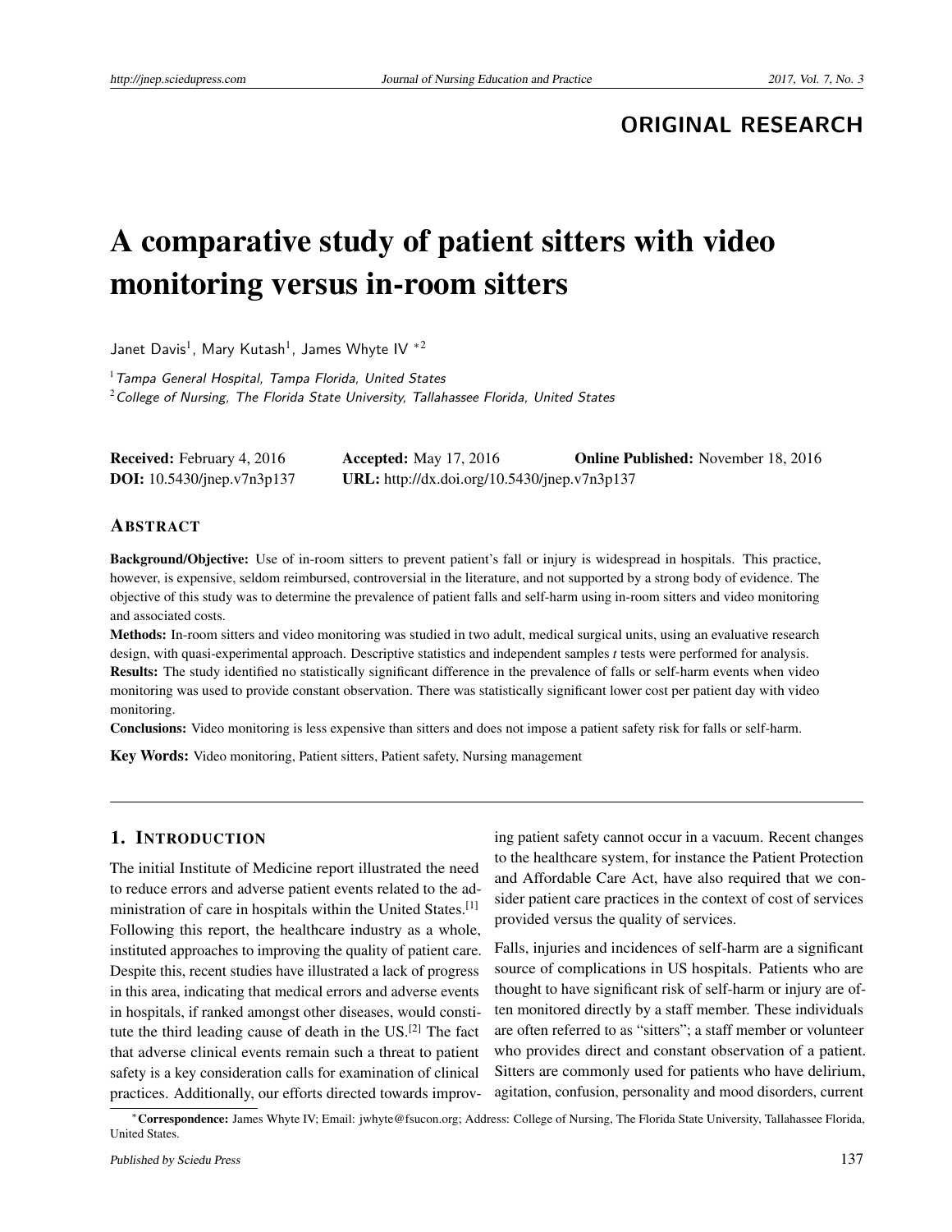ORIGINAL RESEARCH

# A comparative study of patient sitters with video monitoring versus in-room sitters

Janet Davis[1], Mary Kutash[1], James Whyte IV *[2]

[1] *Tampa General Hospital, Tampa Florida, United States*
[2] *College of Nursing, The Florida State University, Tallahassee Florida, United States*

**Received:** February 4, 2016 **Accepted:** May 17, 2016 **Online Published:** November 18, 2016
**DOI:** 10.5430/jnep.v7n3p137 **URL:** http://dx.doi.org/10.5430/jnep.v7n3p137

## ABSTRACT

**Background/Objective:** Use of in-room sitters to prevent patient's fall or injury is widespread in hospitals. This practice, however, is expensive, seldom reimbursed, controversial in the literature, and not supported by a strong body of evidence. The objective of this study was to determine the prevalence of patient falls and self-harm using in-room sitters and video monitoring and associated costs.

**Methods:** In-room sitters and video monitoring was studied in two adult, medical surgical units, using an evaluative research design, with quasi-experimental approach. Descriptive statistics and independent samples *t* tests were performed for analysis.

**Results:** The study identified no statistically significant difference in the prevalence of falls or self-harm events when video monitoring was used to provide constant observation. There was statistically significant lower cost per patient day with video monitoring.

**Conclusions:** Video monitoring is less expensive than sitters and does not impose a patient safety risk for falls or self-harm.

**Key Words:** Video monitoring, Patient sitters, Patient safety, Nursing management

## 1. INTRODUCTION

The initial Institute of Medicine report illustrated the need to reduce errors and adverse patient events related to the administration of care in hospitals within the United States.[1] Following this report, the healthcare industry as a whole, instituted approaches to improving the quality of patient care. Despite this, recent studies have illustrated a lack of progress in this area, indicating that medical errors and adverse events in hospitals, if ranked amongst other diseases, would constitute the third leading cause of death in the US.[2] The fact that adverse clinical events remain such a threat to patient safety is a key consideration calls for examination of clinical practices. Additionally, our efforts directed towards improving patient safety cannot occur in a vacuum. Recent changes to the healthcare system, for instance the Patient Protection and Affordable Care Act, have also required that we consider patient care practices in the context of cost of services provided versus the quality of services.

Falls, injuries and incidences of self-harm are a significant source of complications in US hospitals. Patients who are thought to have significant risk of self-harm or injury are often monitored directly by a staff member. These individuals are often referred to as "sitters"; a staff member or volunteer who provides direct and constant observation of a patient. Sitters are commonly used for patients who have delirium, agitation, confusion, personality and mood disorders, current

*Correspondence: James Whyte IV; Email: jwhyte@fsucon.org; Address: College of Nursing, The Florida State University, Tallahassee Florida, United States.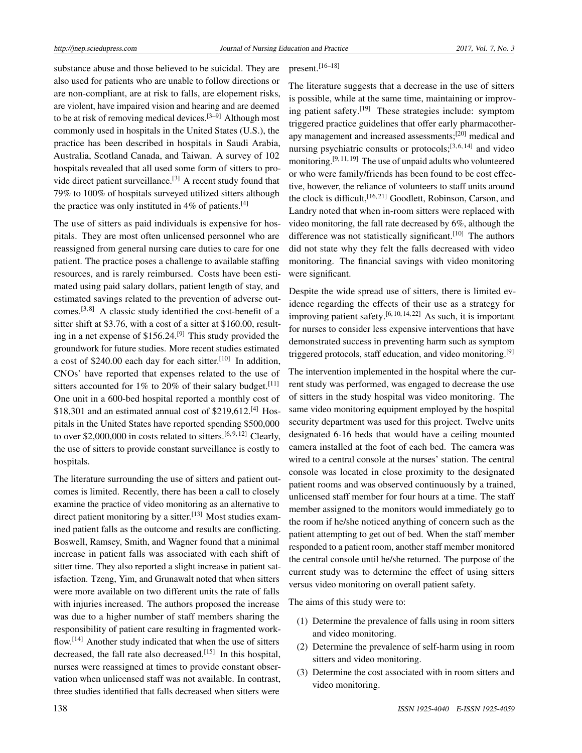substance abuse and those believed to be suicidal. They are also used for patients who are unable to follow directions or are non-compliant, are at risk to falls, are elopement risks, are violent, have impaired vision and hearing and are deemed to be at risk of removing medical devices.[3–9] Although most commonly used in hospitals in the United States (U.S.), the practice has been described in hospitals in Saudi Arabia, Australia, Scotland Canada, and Taiwan. A survey of 102 hospitals revealed that all used some form of sitters to provide direct patient surveillance.[3] A recent study found that 79% to 100% of hospitals surveyed utilized sitters although the practice was only instituted in 4% of patients.[4]

The use of sitters as paid individuals is expensive for hospitals. They are most often unlicensed personnel who are reassigned from general nursing care duties to care for one patient. The practice poses a challenge to available staffing resources, and is rarely reimbursed. Costs have been estimated using paid salary dollars, patient length of stay, and estimated savings related to the prevention of adverse outcomes.[3,8] A classic study identified the cost-benefit of a sitter shift at $3.76, with a cost of a sitter at $160.00, resulting in a net expense of $156.24.[9] This study provided the groundwork for future studies. More recent studies estimated a cost of $240.00 each day for each sitter.[10] In addition, CNOs' have reported that expenses related to the use of sitters accounted for 1% to 20% of their salary budget.[11] One unit in a 600-bed hospital reported a monthly cost of $18,301 and an estimated annual cost of $219,612.[4] Hospitals in the United States have reported spending $500,000 to over $2,000,000 in costs related to sitters.[6,9,12] Clearly, the use of sitters to provide constant surveillance is costly to hospitals.

The literature surrounding the use of sitters and patient outcomes is limited. Recently, there has been a call to closely examine the practice of video monitoring as an alternative to direct patient monitoring by a sitter.[13] Most studies examined patient falls as the outcome and results are conflicting. Boswell, Ramsey, Smith, and Wagner found that a minimal increase in patient falls was associated with each shift of sitter time. They also reported a slight increase in patient satisfaction. Tzeng, Yim, and Grunawalt noted that when sitters were more available on two different units the rate of falls with injuries increased. The authors proposed the increase was due to a higher number of staff members sharing the responsibility of patient care resulting in fragmented workflow.[14] Another study indicated that when the use of sitters decreased, the fall rate also decreased.[15] In this hospital, nurses were reassigned at times to provide constant observation when unlicensed staff was not available. In contrast, three studies identified that falls decreased when sitters were present.[16–18]

The literature suggests that a decrease in the use of sitters is possible, while at the same time, maintaining or improving patient safety.[19] These strategies include: symptom triggered practice guidelines that offer early pharmacotherapy management and increased assessments;[20] medical and nursing psychiatric consults or protocols;[3,6,14] and video monitoring.[9,11,19] The use of unpaid adults who volunteered or who were family/friends has been found to be cost effective, however, the reliance of volunteers to staff units around the clock is difficult,[16,21] Goodlett, Robinson, Carson, and Landry noted that when in-room sitters were replaced with video monitoring, the fall rate decreased by 6%, although the difference was not statistically significant.[10] The authors did not state why they felt the falls decreased with video monitoring. The financial savings with video monitoring were significant.

Despite the wide spread use of sitters, there is limited evidence regarding the effects of their use as a strategy for improving patient safety.[6,10,14,22] As such, it is important for nurses to consider less expensive interventions that have demonstrated success in preventing harm such as symptom triggered protocols, staff education, and video monitoring.[9]

The intervention implemented in the hospital where the current study was performed, was engaged to decrease the use of sitters in the study hospital was video monitoring. The same video monitoring equipment employed by the hospital security department was used for this project. Twelve units designated 6-16 beds that would have a ceiling mounted camera installed at the foot of each bed. The camera was wired to a central console at the nurses' station. The central console was located in close proximity to the designated patient rooms and was observed continuously by a trained, unlicensed staff member for four hours at a time. The staff member assigned to the monitors would immediately go to the room if he/she noticed anything of concern such as the patient attempting to get out of bed. When the staff member responded to a patient room, another staff member monitored the central console until he/she returned. The purpose of the current study was to determine the effect of using sitters versus video monitoring on overall patient safety.

The aims of this study were to:

(1) Determine the prevalence of falls using in room sitters and video monitoring.
(2) Determine the prevalence of self-harm using in room sitters and video monitoring.
(3) Determine the cost associated with in room sitters and video monitoring.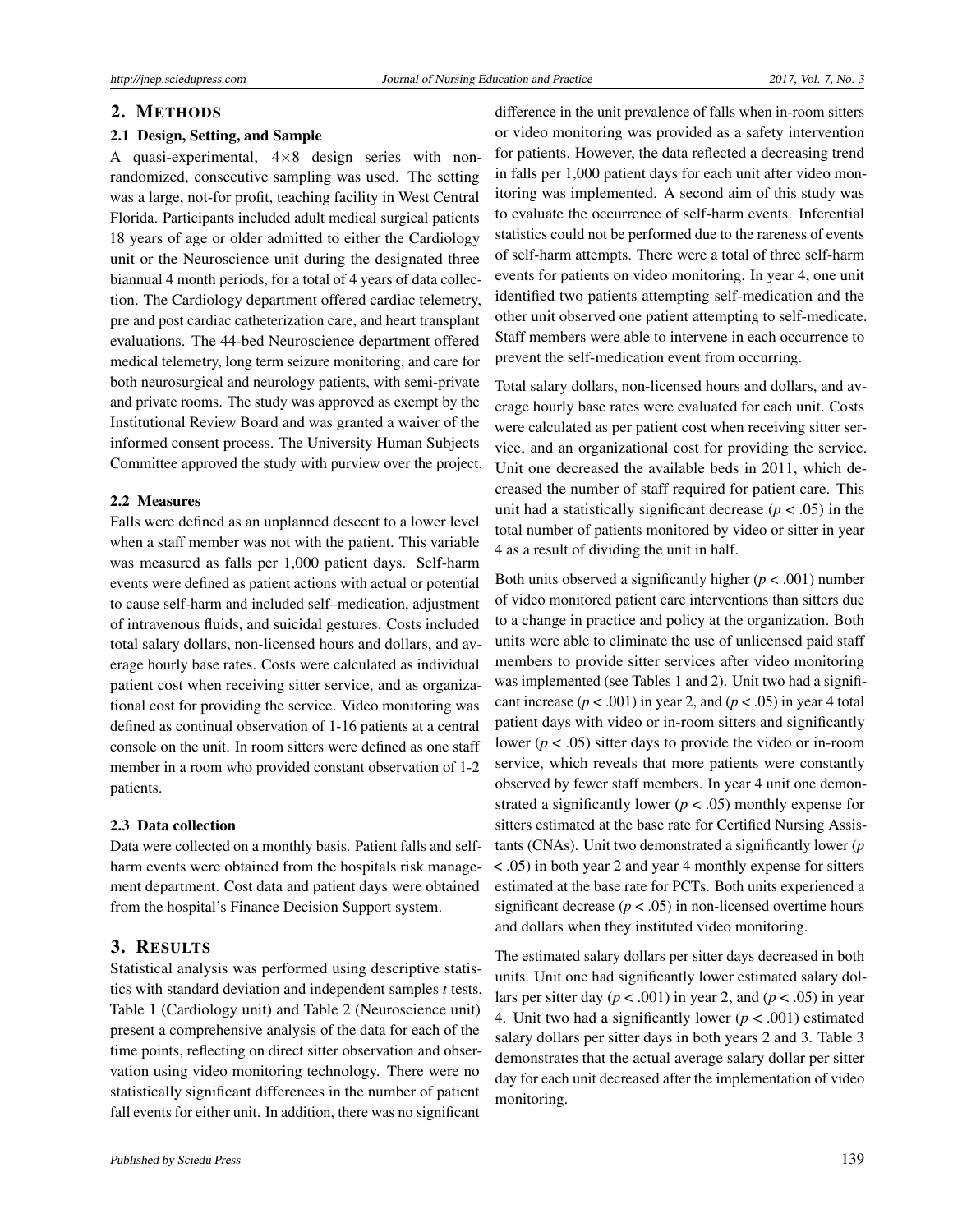## 2. METHODS

### 2.1 Design, Setting, and Sample

A quasi-experimental, 4×8 design series with non-randomized, consecutive sampling was used. The setting was a large, not-for profit, teaching facility in West Central Florida. Participants included adult medical surgical patients 18 years of age or older admitted to either the Cardiology unit or the Neuroscience unit during the designated three biannual 4 month periods, for a total of 4 years of data collection. The Cardiology department offered cardiac telemetry, pre and post cardiac catheterization care, and heart transplant evaluations. The 44-bed Neuroscience department offered medical telemetry, long term seizure monitoring, and care for both neurosurgical and neurology patients, with semi-private and private rooms. The study was approved as exempt by the Institutional Review Board and was granted a waiver of the informed consent process. The University Human Subjects Committee approved the study with purview over the project.

### 2.2 Measures

Falls were defined as an unplanned descent to a lower level when a staff member was not with the patient. This variable was measured as falls per 1,000 patient days. Self-harm events were defined as patient actions with actual or potential to cause self-harm and included self–medication, adjustment of intravenous fluids, and suicidal gestures. Costs included total salary dollars, non-licensed hours and dollars, and average hourly base rates. Costs were calculated as individual patient cost when receiving sitter service, and as organizational cost for providing the service. Video monitoring was defined as continual observation of 1-16 patients at a central console on the unit. In room sitters were defined as one staff member in a room who provided constant observation of 1-2 patients.

### 2.3 Data collection

Data were collected on a monthly basis. Patient falls and self-harm events were obtained from the hospitals risk management department. Cost data and patient days were obtained from the hospital's Finance Decision Support system.

## 3. RESULTS

Statistical analysis was performed using descriptive statistics with standard deviation and independent samples *t* tests. Table 1 (Cardiology unit) and Table 2 (Neuroscience unit) present a comprehensive analysis of the data for each of the time points, reflecting on direct sitter observation and observation using video monitoring technology. There were no statistically significant differences in the number of patient fall events for either unit. In addition, there was no significant difference in the unit prevalence of falls when in-room sitters or video monitoring was provided as a safety intervention for patients. However, the data reflected a decreasing trend in falls per 1,000 patient days for each unit after video monitoring was implemented. A second aim of this study was to evaluate the occurrence of self-harm events. Inferential statistics could not be performed due to the rareness of events of self-harm attempts. There were a total of three self-harm events for patients on video monitoring. In year 4, one unit identified two patients attempting self-medication and the other unit observed one patient attempting to self-medicate. Staff members were able to intervene in each occurrence to prevent the self-medication event from occurring.

Total salary dollars, non-licensed hours and dollars, and average hourly base rates were evaluated for each unit. Costs were calculated as per patient cost when receiving sitter service, and an organizational cost for providing the service. Unit one decreased the available beds in 2011, which decreased the number of staff required for patient care. This unit had a statistically significant decrease ($p < .05$) in the total number of patients monitored by video or sitter in year 4 as a result of dividing the unit in half.

Both units observed a significantly higher ($p < .001$) number of video monitored patient care interventions than sitters due to a change in practice and policy at the organization. Both units were able to eliminate the use of unlicensed paid staff members to provide sitter services after video monitoring was implemented (see Tables 1 and 2). Unit two had a significant increase ($p < .001$) in year 2, and ($p < .05$) in year 4 total patient days with video or in-room sitters and significantly lower ($p < .05$) sitter days to provide the video or in-room service, which reveals that more patients were constantly observed by fewer staff members. In year 4 unit one demonstrated a significantly lower ($p < .05$) monthly expense for sitters estimated at the base rate for Certified Nursing Assistants (CNAs). Unit two demonstrated a significantly lower ($p < .05$) in both year 2 and year 4 monthly expense for sitters estimated at the base rate for PCTs. Both units experienced a significant decrease ($p < .05$) in non-licensed overtime hours and dollars when they instituted video monitoring.

The estimated salary dollars per sitter days decreased in both units. Unit one had significantly lower estimated salary dollars per sitter day ($p < .001$) in year 2, and ($p < .05$) in year 4. Unit two had a significantly lower ($p < .001$) estimated salary dollars per sitter days in both years 2 and 3. Table 3 demonstrates that the actual average salary dollar per sitter day for each unit decreased after the implementation of video monitoring.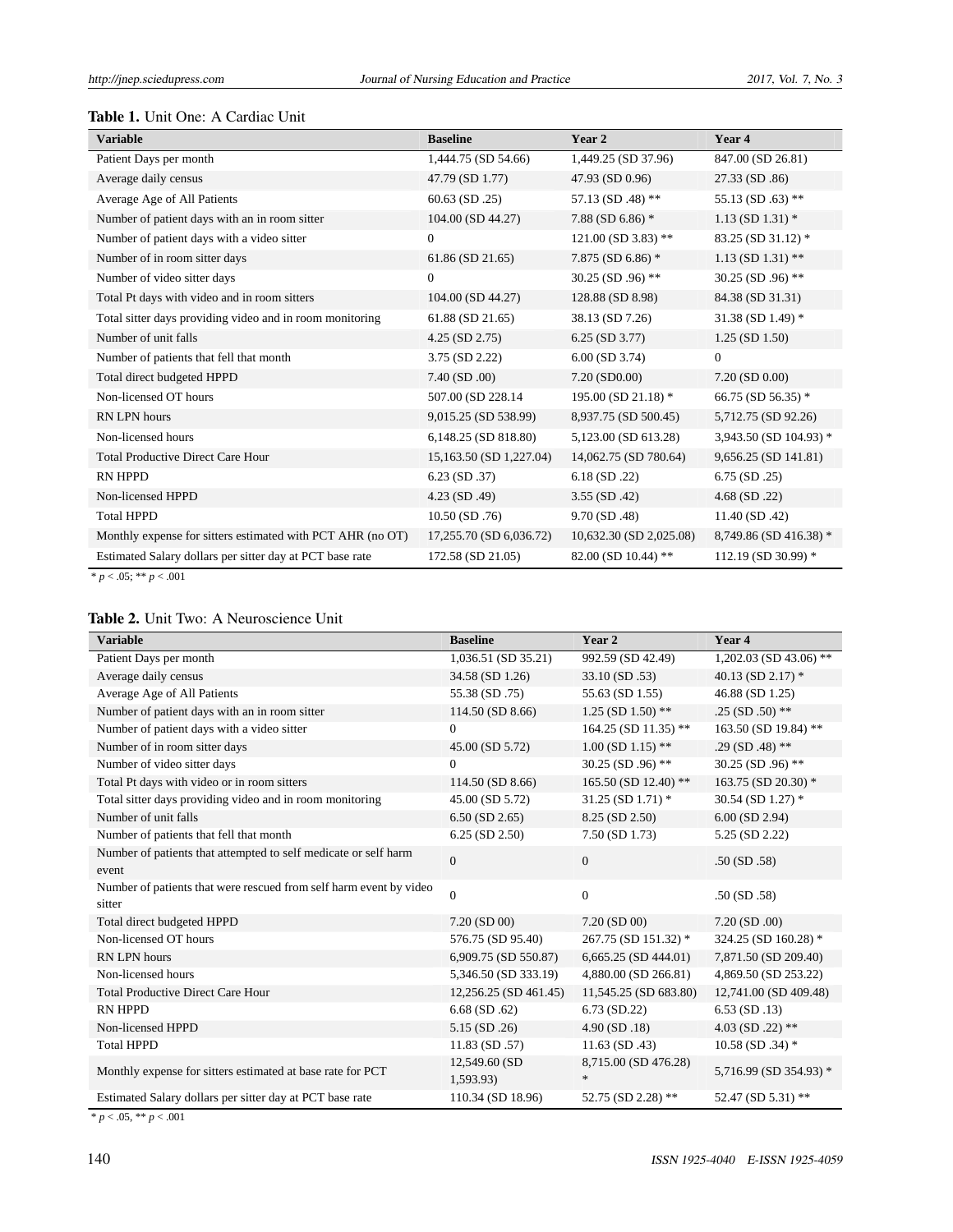**Table 1.** Unit One: A Cardiac Unit

| Variable | Baseline | Year 2 | Year 4 |
|---|---|---|---|
| Patient Days per month | 1,444.75 (SD 54.66) | 1,449.25 (SD 37.96) | 847.00 (SD 26.81) |
| Average daily census | 47.79 (SD 1.77) | 47.93 (SD 0.96) | 27.33 (SD .86) |
| Average Age of All Patients | 60.63 (SD .25) | 57.13 (SD .48) ** | 55.13 (SD .63) ** |
| Number of patient days with an in room sitter | 104.00 (SD 44.27) | 7.88 (SD 6.86) * | 1.13 (SD 1.31) * |
| Number of patient days with a video sitter | 0 | 121.00 (SD 3.83) ** | 83.25 (SD 31.12) * |
| Number of in room sitter days | 61.86 (SD 21.65) | 7.875 (SD 6.86) * | 1.13 (SD 1.31) ** |
| Number of video sitter days | 0 | 30.25 (SD .96) ** | 30.25 (SD .96) ** |
| Total Pt days with video and in room sitters | 104.00 (SD 44.27) | 128.88 (SD 8.98) | 84.38 (SD 31.31) |
| Total sitter days providing video and in room monitoring | 61.88 (SD 21.65) | 38.13 (SD 7.26) | 31.38 (SD 1.49) * |
| Number of unit falls | 4.25 (SD 2.75) | 6.25 (SD 3.77) | 1.25 (SD 1.50) |
| Number of patients that fell that month | 3.75 (SD 2.22) | 6.00 (SD 3.74) | 0 |
| Total direct budgeted HPPD | 7.40 (SD .00) | 7.20 (SD0.00) | 7.20 (SD 0.00) |
| Non-licensed OT hours | 507.00 (SD 228.14 | 195.00 (SD 21.18) * | 66.75 (SD 56.35) * |
| RN LPN hours | 9,015.25 (SD 538.99) | 8,937.75 (SD 500.45) | 5,712.75 (SD 92.26) |
| Non-licensed hours | 6,148.25 (SD 818.80) | 5,123.00 (SD 613.28) | 3,943.50 (SD 104.93) * |
| Total Productive Direct Care Hour | 15,163.50 (SD 1,227.04) | 14,062.75 (SD 780.64) | 9,656.25 (SD 141.81) |
| RN HPPD | 6.23 (SD .37) | 6.18 (SD .22) | 6.75 (SD .25) |
| Non-licensed HPPD | 4.23 (SD .49) | 3.55 (SD .42) | 4.68 (SD .22) |
| Total HPPD | 10.50 (SD .76) | 9.70 (SD .48) | 11.40 (SD .42) |
| Monthly expense for sitters estimated with PCT AHR (no OT) | 17,255.70 (SD 6,036.72) | 10,632.30 (SD 2,025.08) | 8,749.86 (SD 416.38) * |
| Estimated Salary dollars per sitter day at PCT base rate | 172.58 (SD 21.05) | 82.00 (SD 10.44) ** | 112.19 (SD 30.99) * |

\* $p < .05$; ** $p < .001$

**Table 2.** Unit Two: A Neuroscience Unit

| Variable | Baseline | Year 2 | Year 4 |
|---|---|---|---|
| Patient Days per month | 1,036.51 (SD 35.21) | 992.59 (SD 42.49) | 1,202.03 (SD 43.06) ** |
| Average daily census | 34.58 (SD 1.26) | 33.10 (SD .53) | 40.13 (SD 2.17) * |
| Average Age of All Patients | 55.38 (SD .75) | 55.63 (SD 1.55) | 46.88 (SD 1.25) |
| Number of patient days with an in room sitter | 114.50 (SD 8.66) | 1.25 (SD 1.50) ** | .25 (SD .50) ** |
| Number of patient days with a video sitter | 0 | 164.25 (SD 11.35) ** | 163.50 (SD 19.84) ** |
| Number of in room sitter days | 45.00 (SD 5.72) | 1.00 (SD 1.15) ** | .29 (SD .48) ** |
| Number of video sitter days | 0 | 30.25 (SD .96) ** | 30.25 (SD .96) ** |
| Total Pt days with video or in room sitters | 114.50 (SD 8.66) | 165.50 (SD 12.40) ** | 163.75 (SD 20.30) * |
| Total sitter days providing video and in room monitoring | 45.00 (SD 5.72) | 31.25 (SD 1.71) * | 30.54 (SD 1.27) * |
| Number of unit falls | 6.50 (SD 2.65) | 8.25 (SD 2.50) | 6.00 (SD 2.94) |
| Number of patients that fell that month | 6.25 (SD 2.50) | 7.50 (SD 1.73) | 5.25 (SD 2.22) |
| Number of patients that attempted to self medicate or self harm event | 0 | 0 | .50 (SD .58) |
| Number of patients that were rescued from self harm event by video sitter | 0 | 0 | .50 (SD .58) |
| Total direct budgeted HPPD | 7.20 (SD 00) | 7.20 (SD 00) | 7.20 (SD .00) |
| Non-licensed OT hours | 576.75 (SD 95.40) | 267.75 (SD 151.32) * | 324.25 (SD 160.28) * |
| RN LPN hours | 6,909.75 (SD 550.87) | 6,665.25 (SD 444.01) | 7,871.50 (SD 209.40) |
| Non-licensed hours | 5,346.50 (SD 333.19) | 4,880.00 (SD 266.81) | 4,869.50 (SD 253.22) |
| Total Productive Direct Care Hour | 12,256.25 (SD 461.45) | 11,545.25 (SD 683.80) | 12,741.00 (SD 409.48) |
| RN HPPD | 6.68 (SD .62) | 6.73 (SD.22) | 6.53 (SD .13) |
| Non-licensed HPPD | 5.15 (SD .26) | 4.90 (SD .18) | 4.03 (SD .22) ** |
| Total HPPD | 11.83 (SD .57) | 11.63 (SD .43) | 10.58 (SD .34) * |
| Monthly expense for sitters estimated at base rate for PCT | 12,549.60 (SD 1,593.93) | 8,715.00 (SD 476.28) * | 5,716.99 (SD 354.93) * |
| Estimated Salary dollars per sitter day at PCT base rate | 110.34 (SD 18.96) | 52.75 (SD 2.28) ** | 52.47 (SD 5.31) ** |

\* $p < .05$, ** $p < .001$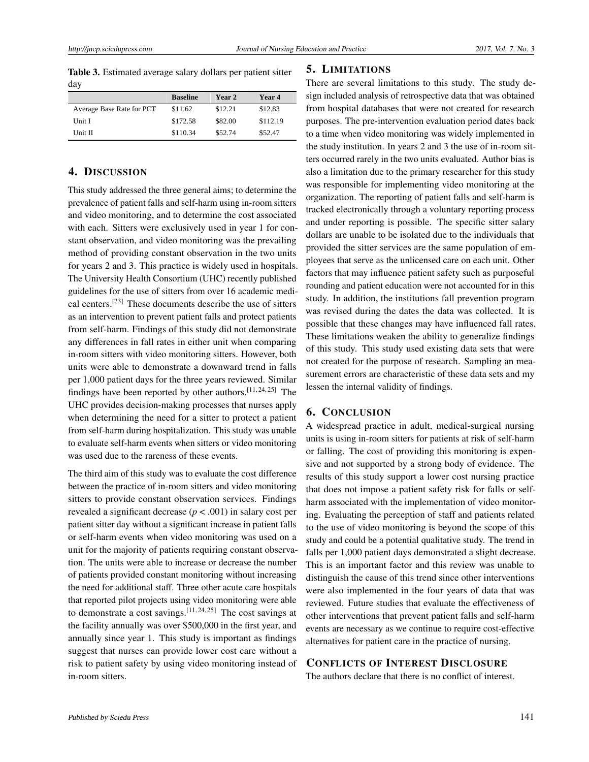**Table 3.** Estimated average salary dollars per patient sitter day

| | Baseline | Year 2 | Year 4 |
|---|---|---|---|
| Average Base Rate for PCT | $11.62 | $12.21 | $12.83 |
| Unit I | $172.58 | $82.00 | $112.19 |
| Unit II | $110.34 | $52.74 | $52.47 |

## 4. Discussion

This study addressed the three general aims; to determine the prevalence of patient falls and self-harm using in-room sitters and video monitoring, and to determine the cost associated with each. Sitters were exclusively used in year 1 for constant observation, and video monitoring was the prevailing method of providing constant observation in the two units for years 2 and 3. This practice is widely used in hospitals. The University Health Consortium (UHC) recently published guidelines for the use of sitters from over 16 academic medical centers.[23] These documents describe the use of sitters as an intervention to prevent patient falls and protect patients from self-harm. Findings of this study did not demonstrate any differences in fall rates in either unit when comparing in-room sitters with video monitoring sitters. However, both units were able to demonstrate a downward trend in falls per 1,000 patient days for the three years reviewed. Similar findings have been reported by other authors.[11, 24, 25] The UHC provides decision-making processes that nurses apply when determining the need for a sitter to protect a patient from self-harm during hospitalization. This study was unable to evaluate self-harm events when sitters or video monitoring was used due to the rareness of these events.

The third aim of this study was to evaluate the cost difference between the practice of in-room sitters and video monitoring sitters to provide constant observation services. Findings revealed a significant decrease ($p < .001$) in salary cost per patient sitter day without a significant increase in patient falls or self-harm events when video monitoring was used on a unit for the majority of patients requiring constant observation. The units were able to increase or decrease the number of patients provided constant monitoring without increasing the need for additional staff. Three other acute care hospitals that reported pilot projects using video monitoring were able to demonstrate a cost savings.[11, 24, 25] The cost savings at the facility annually was over $500,000 in the first year, and annually since year 1. This study is important as findings suggest that nurses can provide lower cost care without a risk to patient safety by using video monitoring instead of in-room sitters.

## 5. Limitations

There are several limitations to this study. The study design included analysis of retrospective data that was obtained from hospital databases that were not created for research purposes. The pre-intervention evaluation period dates back to a time when video monitoring was widely implemented in the study institution. In years 2 and 3 the use of in-room sitters occurred rarely in the two units evaluated. Author bias is also a limitation due to the primary researcher for this study was responsible for implementing video monitoring at the organization. The reporting of patient falls and self-harm is tracked electronically through a voluntary reporting process and under reporting is possible. The specific sitter salary dollars are unable to be isolated due to the individuals that provided the sitter services are the same population of employees that serve as the unlicensed care on each unit. Other factors that may influence patient safety such as purposeful rounding and patient education were not accounted for in this study. In addition, the institutions fall prevention program was revised during the dates the data was collected. It is possible that these changes may have influenced fall rates. These limitations weaken the ability to generalize findings of this study. This study used existing data sets that were not created for the purpose of research. Sampling an measurement errors are characteristic of these data sets and my lessen the internal validity of findings.

## 6. Conclusion

A widespread practice in adult, medical-surgical nursing units is using in-room sitters for patients at risk of self-harm or falling. The cost of providing this monitoring is expensive and not supported by a strong body of evidence. The results of this study support a lower cost nursing practice that does not impose a patient safety risk for falls or self-harm associated with the implementation of video monitoring. Evaluating the perception of staff and patients related to the use of video monitoring is beyond the scope of this study and could be a potential qualitative study. The trend in falls per 1,000 patient days demonstrated a slight decrease. This is an important factor and this review was unable to distinguish the cause of this trend since other interventions were also implemented in the four years of data that was reviewed. Future studies that evaluate the effectiveness of other interventions that prevent patient falls and self-harm events are necessary as we continue to require cost-effective alternatives for patient care in the practice of nursing.

## Conflicts of Interest Disclosure

The authors declare that there is no conflict of interest.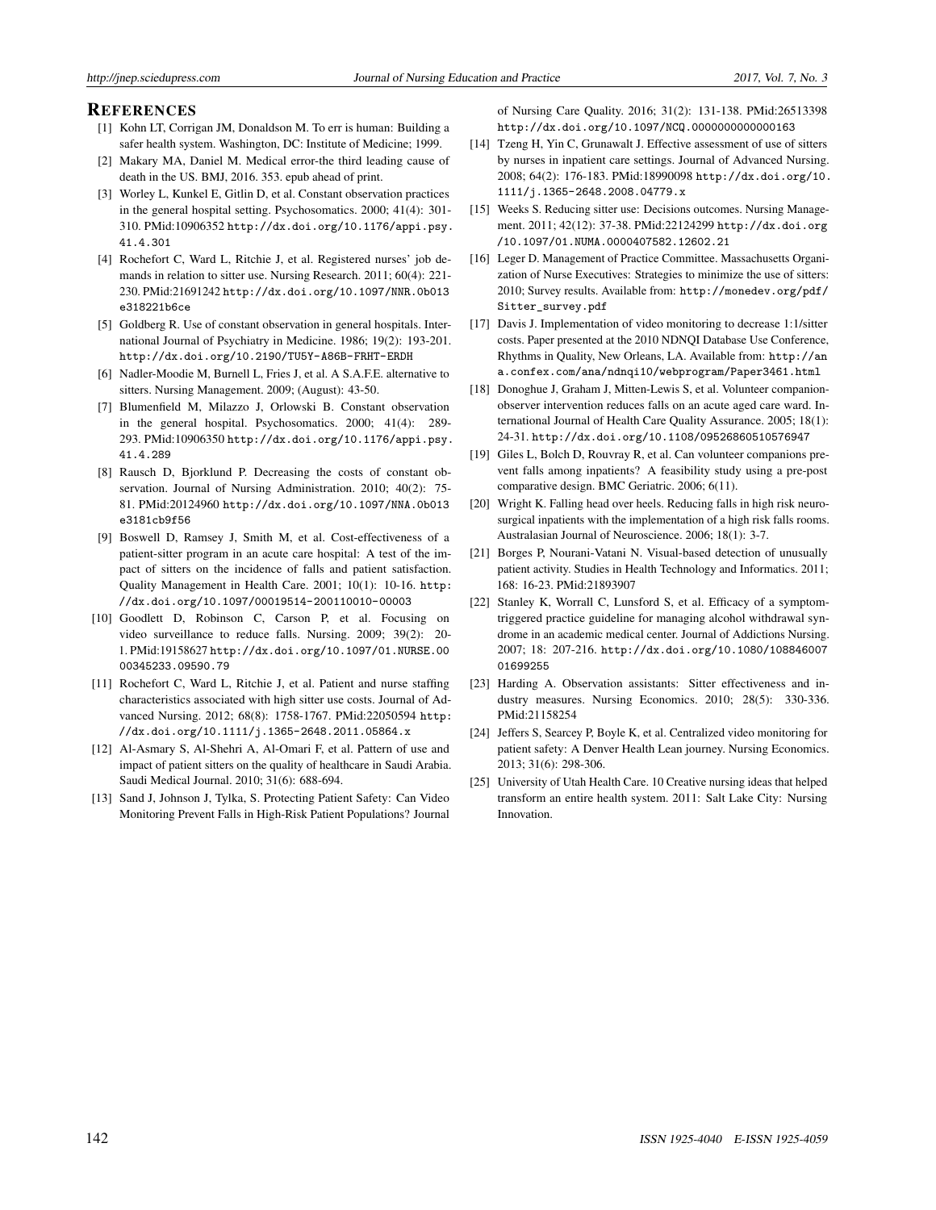## REFERENCES

[1] Kohn LT, Corrigan JM, Donaldson M. To err is human: Building a safer health system. Washington, DC: Institute of Medicine; 1999.

[2] Makary MA, Daniel M. Medical error-the third leading cause of death in the US. BMJ, 2016. 353. epub ahead of print.

[3] Worley L, Kunkel E, Gitlin D, et al. Constant observation practices in the general hospital setting. Psychosomatics. 2000; 41(4): 301-310. PMid:10906352 http://dx.doi.org/10.1176/appi.psy.41.4.301

[4] Rochefort C, Ward L, Ritchie J, et al. Registered nurses' job demands in relation to sitter use. Nursing Research. 2011; 60(4): 221-230. PMid:21691242 http://dx.doi.org/10.1097/NNR.0b013e318221b6ce

[5] Goldberg R. Use of constant observation in general hospitals. International Journal of Psychiatry in Medicine. 1986; 19(2): 193-201. http://dx.doi.org/10.2190/TU5Y-A86B-FRHT-ERDH

[6] Nadler-Moodie M, Burnell L, Fries J, et al. A S.A.F.E. alternative to sitters. Nursing Management. 2009; (August): 43-50.

[7] Blumenfield M, Milazzo J, Orlowski B. Constant observation in the general hospital. Psychosomatics. 2000; 41(4): 289-293. PMid:10906350 http://dx.doi.org/10.1176/appi.psy.41.4.289

[8] Rausch D, Bjorklund P. Decreasing the costs of constant observation. Journal of Nursing Administration. 2010; 40(2): 75-81. PMid:20124960 http://dx.doi.org/10.1097/NNA.0b013e3181cb9f56

[9] Boswell D, Ramsey J, Smith M, et al. Cost-effectiveness of a patient-sitter program in an acute care hospital: A test of the impact of sitters on the incidence of falls and patient satisfaction. Quality Management in Health Care. 2001; 10(1): 10-16. http://dx.doi.org/10.1097/00019514-200110010-00003

[10] Goodlett D, Robinson C, Carson P, et al. Focusing on video surveillance to reduce falls. Nursing. 2009; 39(2): 20-1. PMid:19158627 http://dx.doi.org/10.1097/01.NURSE.0000345233.09590.79

[11] Rochefort C, Ward L, Ritchie J, et al. Patient and nurse staffing characteristics associated with high sitter use costs. Journal of Advanced Nursing. 2012; 68(8): 1758-1767. PMid:22050594 http://dx.doi.org/10.1111/j.1365-2648.2011.05864.x

[12] Al-Asmary S, Al-Shehri A, Al-Omari F, et al. Pattern of use and impact of patient sitters on the quality of healthcare in Saudi Arabia. Saudi Medical Journal. 2010; 31(6): 688-694.

[13] Sand J, Johnson J, Tylka, S. Protecting Patient Safety: Can Video Monitoring Prevent Falls in High-Risk Patient Populations? Journal of Nursing Care Quality. 2016; 31(2): 131-138. PMid:26513398 http://dx.doi.org/10.1097/NCQ.0000000000000163

[14] Tzeng H, Yin C, Grunawalt J. Effective assessment of use of sitters by nurses in inpatient care settings. Journal of Advanced Nursing. 2008; 64(2): 176-183. PMid:18990098 http://dx.doi.org/10.1111/j.1365-2648.2008.04779.x

[15] Weeks S. Reducing sitter use: Decisions outcomes. Nursing Management. 2011; 42(12): 37-38. PMid:22124299 http://dx.doi.org/10.1097/01.NUMA.0000407582.12602.21

[16] Leger D. Management of Practice Committee. Massachusetts Organization of Nurse Executives: Strategies to minimize the use of sitters: 2010; Survey results. Available from: http://monedev.org/pdf/Sitter_survey.pdf

[17] Davis J. Implementation of video monitoring to decrease 1:1/sitter costs. Paper presented at the 2010 NDNQI Database Use Conference, Rhythms in Quality, New Orleans, LA. Available from: http://ana.confex.com/ana/ndnqi10/webprogram/Paper3461.html

[18] Donoghue J, Graham J, Mitten-Lewis S, et al. Volunteer companion-observer intervention reduces falls on an acute aged care ward. International Journal of Health Care Quality Assurance. 2005; 18(1): 24-31. http://dx.doi.org/10.1108/09526860510576947

[19] Giles L, Bolch D, Rouvray R, et al. Can volunteer companions prevent falls among inpatients? A feasibility study using a pre-post comparative design. BMC Geriatric. 2006; 6(11).

[20] Wright K. Falling head over heels. Reducing falls in high risk neurosurgical inpatients with the implementation of a high risk falls rooms. Australasian Journal of Neuroscience. 2006; 18(1): 3-7.

[21] Borges P, Nourani-Vatani N. Visual-based detection of unusually patient activity. Studies in Health Technology and Informatics. 2011; 168: 16-23. PMid:21893907

[22] Stanley K, Worrall C, Lunsford S, et al. Efficacy of a symptom-triggered practice guideline for managing alcohol withdrawal syndrome in an academic medical center. Journal of Addictions Nursing. 2007; 18: 207-216. http://dx.doi.org/10.1080/10884600701699255

[23] Harding A. Observation assistants: Sitter effectiveness and industry measures. Nursing Economics. 2010; 28(5): 330-336. PMid:21158254

[24] Jeffers S, Searcey P, Boyle K, et al. Centralized video monitoring for patient safety: A Denver Health Lean journey. Nursing Economics. 2013; 31(6): 298-306.

[25] University of Utah Health Care. 10 Creative nursing ideas that helped transform an entire health system. 2011: Salt Lake City: Nursing Innovation.